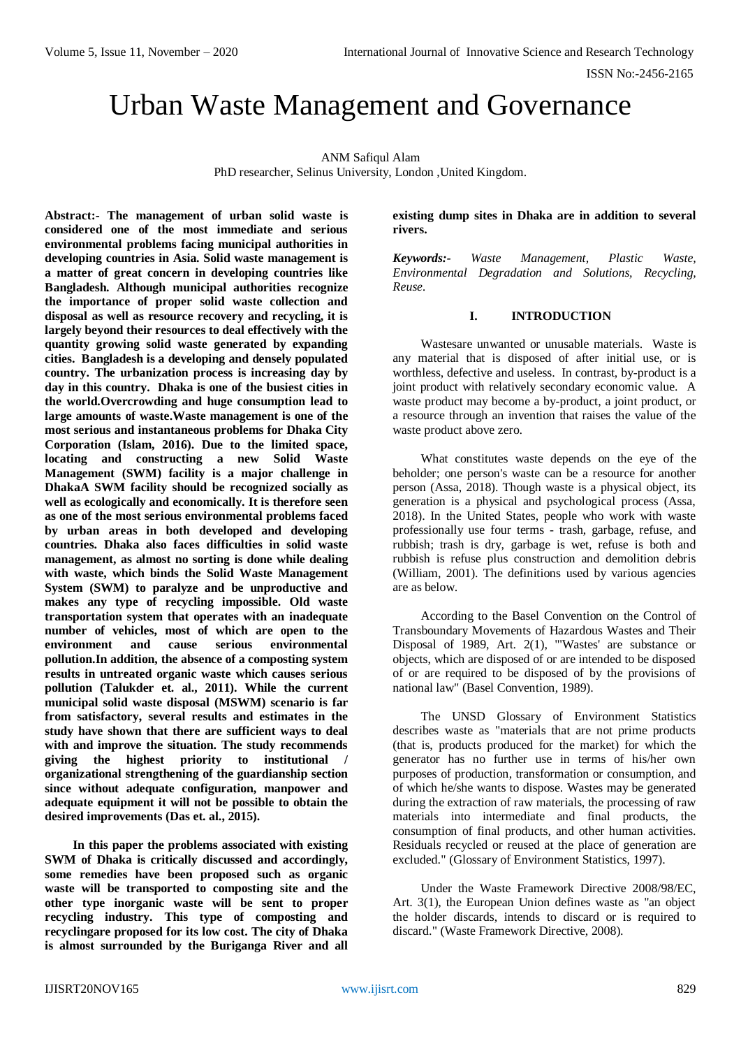# Urban Waste Management and Governance

ANM Safiqul Alam
PhD researcher, Selinus University, London ,United Kingdom.

**Abstract:- The management of urban solid waste is considered one of the most immediate and serious environmental problems facing municipal authorities in developing countries in Asia. Solid waste management is a matter of great concern in developing countries like Bangladesh. Although municipal authorities recognize the importance of proper solid waste collection and disposal as well as resource recovery and recycling, it is largely beyond their resources to deal effectively with the quantity growing solid waste generated by expanding cities. Bangladesh is a developing and densely populated country. The urbanization process is increasing day by day in this country. Dhaka is one of the busiest cities in the world.Overcrowding and huge consumption lead to large amounts of waste.Waste management is one of the most serious and instantaneous problems for Dhaka City Corporation (Islam, 2016). Due to the limited space, locating and constructing a new Solid Waste Management (SWM) facility is a major challenge in DhakaA SWM facility should be recognized socially as well as ecologically and economically. It is therefore seen as one of the most serious environmental problems faced by urban areas in both developed and developing countries. Dhaka also faces difficulties in solid waste management, as almost no sorting is done while dealing with waste, which binds the Solid Waste Management System (SWM) to paralyze and be unproductive and makes any type of recycling impossible. Old waste transportation system that operates with an inadequate number of vehicles, most of which are open to the environment and cause serious environmental pollution.In addition, the absence of a composting system results in untreated organic waste which causes serious pollution (Talukder et. al., 2011). While the current municipal solid waste disposal (MSWM) scenario is far from satisfactory, several results and estimates in the study have shown that there are sufficient ways to deal with and improve the situation. The study recommends giving the highest priority to institutional / organizational strengthening of the guardianship section since without adequate configuration, manpower and adequate equipment it will not be possible to obtain the desired improvements (Das et. al., 2015).**

**In this paper the problems associated with existing SWM of Dhaka is critically discussed and accordingly, some remedies have been proposed such as organic waste will be transported to composting site and the other type inorganic waste will be sent to proper recycling industry. This type of composting and recyclingare proposed for its low cost. The city of Dhaka is almost surrounded by the Buriganga River and all existing dump sites in Dhaka are in addition to several rivers.**

***Keywords:-*** *Waste Management, Plastic Waste, Environmental Degradation and Solutions, Recycling, Reuse.*

## I. INTRODUCTION

Wastesare unwanted or unusable materials. Waste is any material that is disposed of after initial use, or is worthless, defective and useless. In contrast, by-product is a joint product with relatively secondary economic value. A waste product may become a by-product, a joint product, or a resource through an invention that raises the value of the waste product above zero.

What constitutes waste depends on the eye of the beholder; one person's waste can be a resource for another person (Assa, 2018). Though waste is a physical object, its generation is a physical and psychological process (Assa, 2018). In the United States, people who work with waste professionally use four terms - trash, garbage, refuse, and rubbish; trash is dry, garbage is wet, refuse is both and rubbish is refuse plus construction and demolition debris (William, 2001). The definitions used by various agencies are as below.

According to the Basel Convention on the Control of Transboundary Movements of Hazardous Wastes and Their Disposal of 1989, Art. 2(1), "'Wastes' are substance or objects, which are disposed of or are intended to be disposed of or are required to be disposed of by the provisions of national law" (Basel Convention, 1989).

The UNSD Glossary of Environment Statistics describes waste as "materials that are not prime products (that is, products produced for the market) for which the generator has no further use in terms of his/her own purposes of production, transformation or consumption, and of which he/she wants to dispose. Wastes may be generated during the extraction of raw materials, the processing of raw materials into intermediate and final products, the consumption of final products, and other human activities. Residuals recycled or reused at the place of generation are excluded." (Glossary of Environment Statistics, 1997).

Under the Waste Framework Directive 2008/98/EC, Art. 3(1), the European Union defines waste as "an object the holder discards, intends to discard or is required to discard." (Waste Framework Directive, 2008).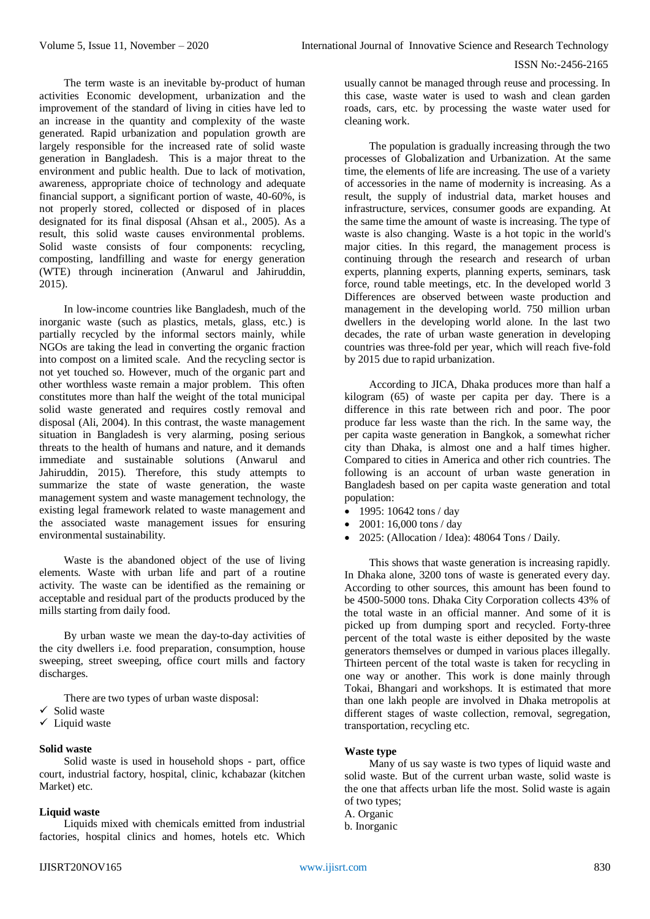The term waste is an inevitable by-product of human activities Economic development, urbanization and the improvement of the standard of living in cities have led to an increase in the quantity and complexity of the waste generated. Rapid urbanization and population growth are largely responsible for the increased rate of solid waste generation in Bangladesh. This is a major threat to the environment and public health. Due to lack of motivation, awareness, appropriate choice of technology and adequate financial support, a significant portion of waste, 40-60%, is not properly stored, collected or disposed of in places designated for its final disposal (Ahsan et al., 2005). As a result, this solid waste causes environmental problems. Solid waste consists of four components: recycling, composting, landfilling and waste for energy generation (WTE) through incineration (Anwarul and Jahiruddin, 2015).

In low-income countries like Bangladesh, much of the inorganic waste (such as plastics, metals, glass, etc.) is partially recycled by the informal sectors mainly, while NGOs are taking the lead in converting the organic fraction into compost on a limited scale. And the recycling sector is not yet touched so. However, much of the organic part and other worthless waste remain a major problem. This often constitutes more than half the weight of the total municipal solid waste generated and requires costly removal and disposal (Ali, 2004). In this contrast, the waste management situation in Bangladesh is very alarming, posing serious threats to the health of humans and nature, and it demands immediate and sustainable solutions (Anwarul and Jahiruddin, 2015). Therefore, this study attempts to summarize the state of waste generation, the waste management system and waste management technology, the existing legal framework related to waste management and the associated waste management issues for ensuring environmental sustainability.

Waste is the abandoned object of the use of living elements. Waste with urban life and part of a routine activity. The waste can be identified as the remaining or acceptable and residual part of the products produced by the mills starting from daily food.

By urban waste we mean the day-to-day activities of the city dwellers i.e. food preparation, consumption, house sweeping, street sweeping, office court mills and factory discharges.

There are two types of urban waste disposal:

- ✓ Solid waste
- ✓ Liquid waste

**Solid waste**

Solid waste is used in household shops - part, office court, industrial factory, hospital, clinic, kchabazar (kitchen Market) etc.

**Liquid waste**

Liquids mixed with chemicals emitted from industrial factories, hospital clinics and homes, hotels etc. Which usually cannot be managed through reuse and processing. In this case, waste water is used to wash and clean garden roads, cars, etc. by processing the waste water used for cleaning work.

The population is gradually increasing through the two processes of Globalization and Urbanization. At the same time, the elements of life are increasing. The use of a variety of accessories in the name of modernity is increasing. As a result, the supply of industrial data, market houses and infrastructure, services, consumer goods are expanding. At the same time the amount of waste is increasing. The type of waste is also changing. Waste is a hot topic in the world's major cities. In this regard, the management process is continuing through the research and research of urban experts, planning experts, planning experts, seminars, task force, round table meetings, etc. In the developed world 3 Differences are observed between waste production and management in the developing world. 750 million urban dwellers in the developing world alone. In the last two decades, the rate of urban waste generation in developing countries was three-fold per year, which will reach five-fold by 2015 due to rapid urbanization.

According to JICA, Dhaka produces more than half a kilogram (65) of waste per capita per day. There is a difference in this rate between rich and poor. The poor produce far less waste than the rich. In the same way, the per capita waste generation in Bangkok, a somewhat richer city than Dhaka, is almost one and a half times higher. Compared to cities in America and other rich countries. The following is an account of urban waste generation in Bangladesh based on per capita waste generation and total population:

- 1995: 10642 tons / day
- 2001: 16,000 tons / day
- 2025: (Allocation / Idea): 48064 Tons / Daily.

This shows that waste generation is increasing rapidly. In Dhaka alone, 3200 tons of waste is generated every day. According to other sources, this amount has been found to be 4500-5000 tons. Dhaka City Corporation collects 43% of the total waste in an official manner. And some of it is picked up from dumping sport and recycled. Forty-three percent of the total waste is either deposited by the waste generators themselves or dumped in various places illegally. Thirteen percent of the total waste is taken for recycling in one way or another. This work is done mainly through Tokai, Bhangari and workshops. It is estimated that more than one lakh people are involved in Dhaka metropolis at different stages of waste collection, removal, segregation, transportation, recycling etc.

**Waste type**

Many of us say waste is two types of liquid waste and solid waste. But of the current urban waste, solid waste is the one that affects urban life the most. Solid waste is again of two types;

A. Organic

b. Inorganic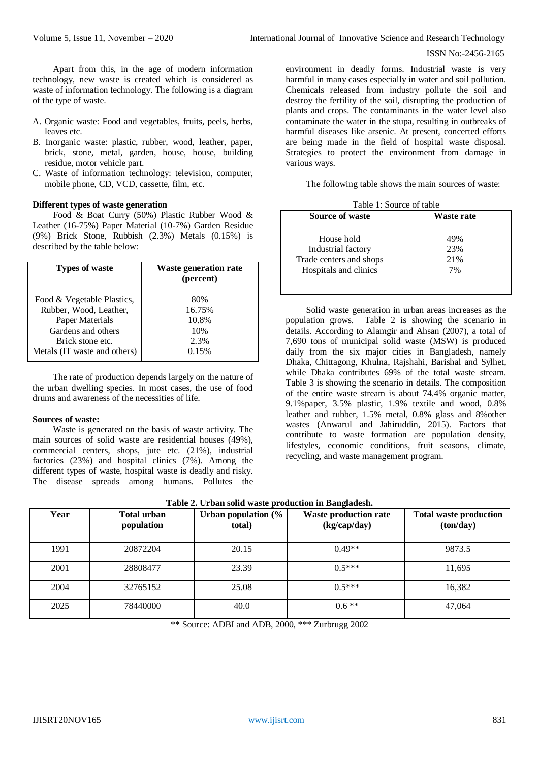Apart from this, in the age of modern information technology, new waste is created which is considered as waste of information technology. The following is a diagram of the type of waste.

A. Organic waste: Food and vegetables, fruits, peels, herbs, leaves etc.
B. Inorganic waste: plastic, rubber, wood, leather, paper, brick, stone, metal, garden, house, house, building residue, motor vehicle part.
C. Waste of information technology: television, computer, mobile phone, CD, VCD, cassette, film, etc.

**Different types of waste generation**

Food & Boat Curry (50%) Plastic Rubber Wood & Leather (16-75%) Paper Material (10-7%) Garden Residue (9%) Brick Stone, Rubbish (2.3%) Metals (0.15%) is described by the table below:

| Types of waste | Waste generation rate (percent) |
|---|---|
| Food & Vegetable Plastics, | 80% |
| Rubber, Wood, Leather, | 16.75% |
| Paper Materials | 10.8% |
| Gardens and others | 10% |
| Brick stone etc. | 2.3% |
| Metals (IT waste and others) | 0.15% |

The rate of production depends largely on the nature of the urban dwelling species. In most cases, the use of food drums and awareness of the necessities of life.

**Sources of waste:**

Waste is generated on the basis of waste activity. The main sources of solid waste are residential houses (49%), commercial centers, shops, jute etc. (21%), industrial factories (23%) and hospital clinics (7%). Among the different types of waste, hospital waste is deadly and risky. The disease spreads among humans. Pollutes the environment in deadly forms. Industrial waste is very harmful in many cases especially in water and soil pollution. Chemicals released from industry pollute the soil and destroy the fertility of the soil, disrupting the production of plants and crops. The contaminants in the water level also contaminate the water in the stupa, resulting in outbreaks of harmful diseases like arsenic. At present, concerted efforts are being made in the field of hospital waste disposal. Strategies to protect the environment from damage in various ways.

The following table shows the main sources of waste:

Table 1: Source of table

| Source of waste | Waste rate |
|---|---|
| House hold | 49% |
| Industrial factory | 23% |
| Trade centers and shops | 21% |
| Hospitals and clinics | 7% |

Solid waste generation in urban areas increases as the population grows. Table 2 is showing the scenario in details. According to Alamgir and Ahsan (2007), a total of 7,690 tons of municipal solid waste (MSW) is produced daily from the six major cities in Bangladesh, namely Dhaka, Chittagong, Khulna, Rajshahi, Barishal and Sylhet, while Dhaka contributes 69% of the total waste stream. Table 3 is showing the scenario in details. The composition of the entire waste stream is about 74.4% organic matter, 9.1%paper, 3.5% plastic, 1.9% textile and wood, 0.8% leather and rubber, 1.5% metal, 0.8% glass and 8%other wastes (Anwarul and Jahiruddin, 2015). Factors that contribute to waste formation are population density, lifestyles, economic conditions, fruit seasons, climate, recycling, and waste management program.

**Table 2. Urban solid waste production in Bangladesh.**

| Year | Total urban population | Urban population (% total) | Waste production rate (kg/cap/day) | Total waste production (ton/day) |
|---|---|---|---|---|
| 1991 | 20872204 | 20.15 | 0.49** | 9873.5 |
| 2001 | 28808477 | 23.39 | 0.5*** | 11,695 |
| 2004 | 32765152 | 25.08 | 0.5*** | 16,382 |
| 2025 | 78440000 | 40.0 | 0.6 ** | 47,064 |

** Source: ADBI and ADB, 2000, *** Zurbrugg 2002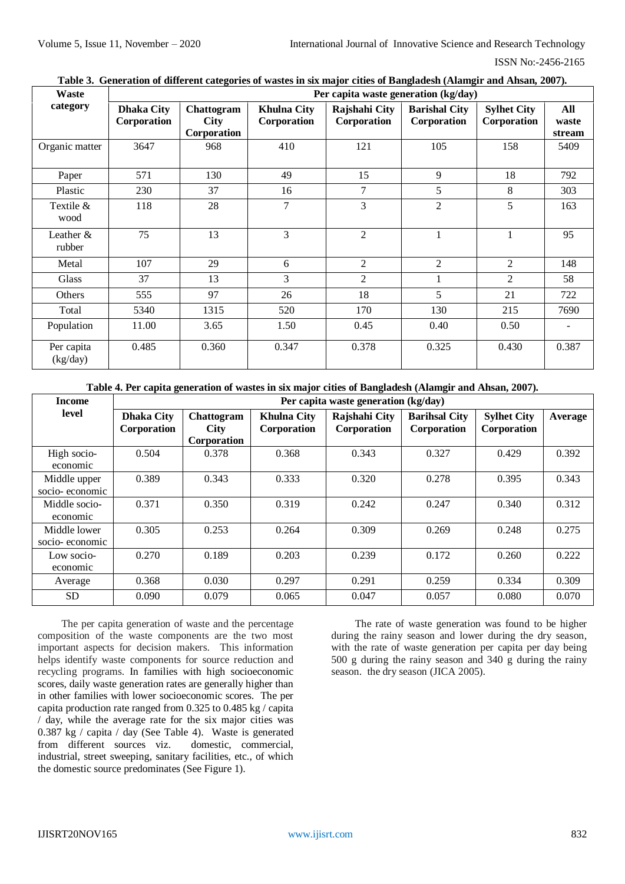**Table 3. Generation of different categories of wastes in six major cities of Bangladesh (Alamgir and Ahsan, 2007).**

| Waste category | Per capita waste generation (kg/day) | | | | | | |
|---|---|---|---|---|---|---|---|
| | Dhaka City Corporation | Chattogram City Corporation | Khulna City Corporation | Rajshahi City Corporation | Barishal City Corporation | Sylhet City Corporation | All waste stream |
| Organic matter | 3647 | 968 | 410 | 121 | 105 | 158 | 5409 |
| Paper | 571 | 130 | 49 | 15 | 9 | 18 | 792 |
| Plastic | 230 | 37 | 16 | 7 | 5 | 8 | 303 |
| Textile & wood | 118 | 28 | 7 | 3 | 2 | 5 | 163 |
| Leather & rubber | 75 | 13 | 3 | 2 | 1 | 1 | 95 |
| Metal | 107 | 29 | 6 | 2 | 2 | 2 | 148 |
| Glass | 37 | 13 | 3 | 2 | 1 | 2 | 58 |
| Others | 555 | 97 | 26 | 18 | 5 | 21 | 722 |
| Total | 5340 | 1315 | 520 | 170 | 130 | 215 | 7690 |
| Population | 11.00 | 3.65 | 1.50 | 0.45 | 0.40 | 0.50 | - |
| Per capita (kg/day) | 0.485 | 0.360 | 0.347 | 0.378 | 0.325 | 0.430 | 0.387 |

**Table 4. Per capita generation of wastes in six major cities of Bangladesh (Alamgir and Ahsan, 2007).**

| Income level | Per capita waste generation (kg/day) | | | | | | |
|---|---|---|---|---|---|---|---|
| | Dhaka City Corporation | Chattogram City Corporation | Khulna City Corporation | Rajshahi City Corporation | Barihsal City Corporation | Sylhet City Corporation | Average |
| High socio-economic | 0.504 | 0.378 | 0.368 | 0.343 | 0.327 | 0.429 | 0.392 |
| Middle upper socio- economic | 0.389 | 0.343 | 0.333 | 0.320 | 0.278 | 0.395 | 0.343 |
| Middle socio-economic | 0.371 | 0.350 | 0.319 | 0.242 | 0.247 | 0.340 | 0.312 |
| Middle lower socio- economic | 0.305 | 0.253 | 0.264 | 0.309 | 0.269 | 0.248 | 0.275 |
| Low socio-economic | 0.270 | 0.189 | 0.203 | 0.239 | 0.172 | 0.260 | 0.222 |
| Average | 0.368 | 0.030 | 0.297 | 0.291 | 0.259 | 0.334 | 0.309 |
| SD | 0.090 | 0.079 | 0.065 | 0.047 | 0.057 | 0.080 | 0.070 |

The per capita generation of waste and the percentage composition of the waste components are the two most important aspects for decision makers. This information helps identify waste components for source reduction and recycling programs. In families with high socioeconomic scores, daily waste generation rates are generally higher than in other families with lower socioeconomic scores. The per capita production rate ranged from 0.325 to 0.485 kg / capita / day, while the average rate for the six major cities was 0.387 kg / capita / day (See Table 4). Waste is generated from different sources viz. domestic, commercial, industrial, street sweeping, sanitary facilities, etc., of which the domestic source predominates (See Figure 1).

The rate of waste generation was found to be higher during the rainy season and lower during the dry season, with the rate of waste generation per capita per day being 500 g during the rainy season and 340 g during the rainy season. the dry season (JICA 2005).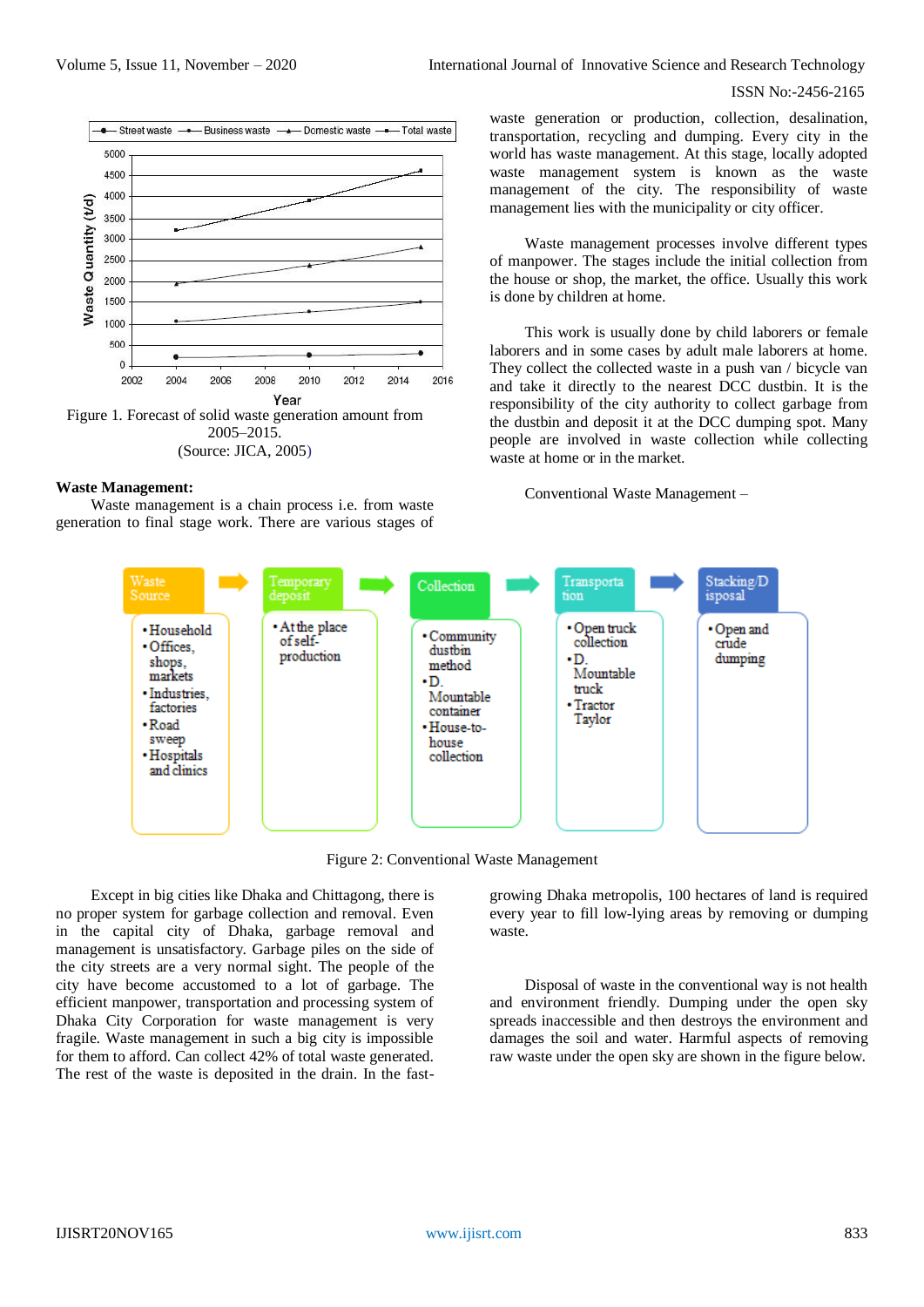Street waste  Business waste  Domestic waste  Total waste

Waste Quantity (t/d)

5000
4500
4000
3500
3000
2500
2000
1500
1000
500
0

2002 2004 2006 2008 2010 2012 2014 2016

Year

Figure 1. Forecast of solid waste generation amount from 2005–2015.
(Source: JICA, 2005)

**Waste Management:**

Waste management is a chain process i.e. from waste generation to final stage work. There are various stages of waste generation or production, collection, desalination, transportation, recycling and dumping. Every city in the world has waste management. At this stage, locally adopted waste management system is known as the waste management of the city. The responsibility of waste management lies with the municipality or city officer.

Waste management processes involve different types of manpower. The stages include the initial collection from the house or shop, the market, the office. Usually this work is done by children at home.

This work is usually done by child laborers or female laborers and in some cases by adult male laborers at home. They collect the collected waste in a push van / bicycle van and take it directly to the nearest DCC dustbin. It is the responsibility of the city authority to collect garbage from the dustbin and deposit it at the DCC dumping spot. Many people are involved in waste collection while collecting waste at home or in the market.

Conventional Waste Management –

Waste Source
- Household
- Offices, shops, markets
- Industries, factories
- Road sweep
- Hospitals and clinics

Temporary deposit
- At the place of self-production

Collection
- Community dustbin method
- D. Mountable container
- House-to-house collection

Transportation
- Open truck collection
- D. Mountable truck
- Tractor Taylor

Stacking/Disposal
- Open and crude dumping

Figure 2: Conventional Waste Management

Except in big cities like Dhaka and Chittagong, there is no proper system for garbage collection and removal. Even in the capital city of Dhaka, garbage removal and management is unsatisfactory. Garbage piles on the side of the city streets are a very normal sight. The people of the city have become accustomed to a lot of garbage. The efficient manpower, transportation and processing system of Dhaka City Corporation for waste management is very fragile. Waste management in such a big city is impossible for them to afford. Can collect 42% of total waste generated. The rest of the waste is deposited in the drain. In the fast-growing Dhaka metropolis, 100 hectares of land is required every year to fill low-lying areas by removing or dumping waste.

Disposal of waste in the conventional way is not health and environment friendly. Dumping under the open sky spreads inaccessible and then destroys the environment and damages the soil and water. Harmful aspects of removing raw waste under the open sky are shown in the figure below.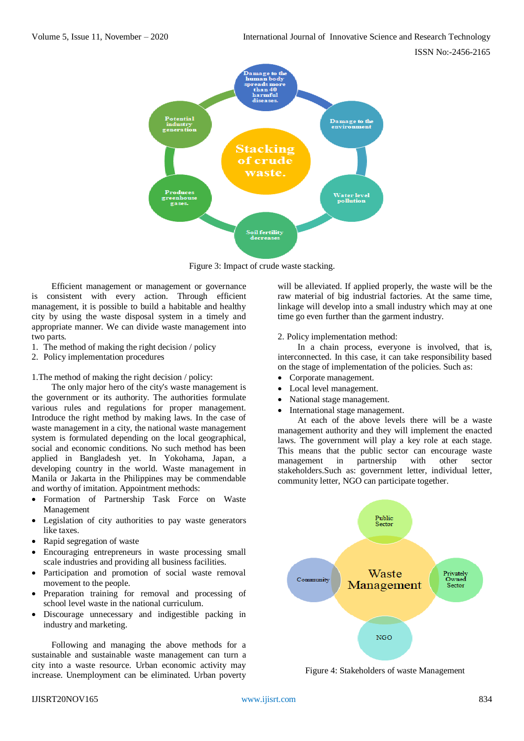Stacking of crude waste.

Damage to the human body spreads more than 40 harmful diseases.

Damage to the environment

Water level pollution

Soil fertility decreases

Produces greenhouse gases.

Potential industry generation

Figure 3: Impact of crude waste stacking.

Efficient management or management or governance is consistent with every action. Through efficient management, it is possible to build a habitable and healthy city by using the waste disposal system in a timely and appropriate manner. We can divide waste management into two parts.

1. The method of making the right decision / policy
2. Policy implementation procedures

1.The method of making the right decision / policy:

The only major hero of the city's waste management is the government or its authority. The authorities formulate various rules and regulations for proper management. Introduce the right method by making laws. In the case of waste management in a city, the national waste management system is formulated depending on the local geographical, social and economic conditions. No such method has been applied in Bangladesh yet. In Yokohama, Japan, a developing country in the world. Waste management in Manila or Jakarta in the Philippines may be commendable and worthy of imitation. Appointment methods:

- Formation of Partnership Task Force on Waste Management
- Legislation of city authorities to pay waste generators like taxes.
- Rapid segregation of waste
- Encouraging entrepreneurs in waste processing small scale industries and providing all business facilities.
- Participation and promotion of social waste removal movement to the people.
- Preparation training for removal and processing of school level waste in the national curriculum.
- Discourage unnecessary and indigestible packing in industry and marketing.

Following and managing the above methods for a sustainable and sustainable waste management can turn a city into a waste resource. Urban economic activity may increase. Unemployment can be eliminated. Urban poverty will be alleviated. If applied properly, the waste will be the raw material of big industrial factories. At the same time, linkage will develop into a small industry which may at one time go even further than the garment industry.

2. Policy implementation method:

In a chain process, everyone is involved, that is, interconnected. In this case, it can take responsibility based on the stage of implementation of the policies. Such as:

- Corporate management.
- Local level management.
- National stage management.
- International stage management.

At each of the above levels there will be a waste management authority and they will implement the enacted laws. The government will play a key role at each stage. This means that the public sector can encourage waste management in partnership with other sector stakeholders.Such as: government letter, individual letter, community letter, NGO can participate together.

Waste Management

Public Sector

Privately Owned Sector

NGO

Community

Figure 4: Stakeholders of waste Management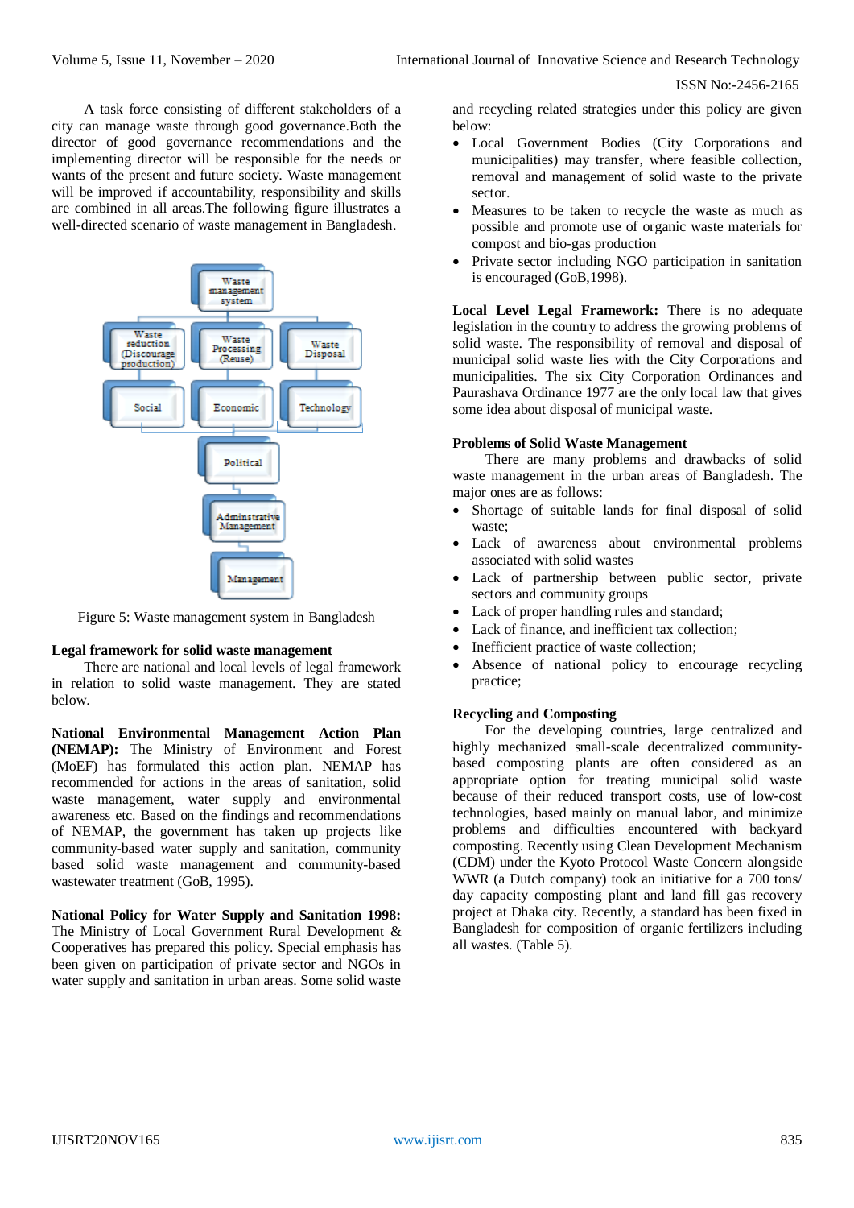A task force consisting of different stakeholders of a city can manage waste through good governance.Both the director of good governance recommendations and the implementing director will be responsible for the needs or wants of the present and future society. Waste management will be improved if accountability, responsibility and skills are combined in all areas.The following figure illustrates a well-directed scenario of waste management in Bangladesh.

Waste management system

Waste reduction (Discourage production)

Waste Processing (Reuse)

Waste Disposal

Social

Economic

Technology

Political

Adminstrative Management

Management

Figure 5: Waste management system in Bangladesh

### Legal framework for solid waste management

There are national and local levels of legal framework in relation to solid waste management. They are stated below.

**National Environmental Management Action Plan (NEMAP):** The Ministry of Environment and Forest (MoEF) has formulated this action plan. NEMAP has recommended for actions in the areas of sanitation, solid waste management, water supply and environmental awareness etc. Based on the findings and recommendations of NEMAP, the government has taken up projects like community-based water supply and sanitation, community based solid waste management and community-based wastewater treatment (GoB, 1995).

**National Policy for Water Supply and Sanitation 1998:** The Ministry of Local Government Rural Development & Cooperatives has prepared this policy. Special emphasis has been given on participation of private sector and NGOs in water supply and sanitation in urban areas. Some solid waste and recycling related strategies under this policy are given below:

- Local Government Bodies (City Corporations and municipalities) may transfer, where feasible collection, removal and management of solid waste to the private sector.
- Measures to be taken to recycle the waste as much as possible and promote use of organic waste materials for compost and bio-gas production
- Private sector including NGO participation in sanitation is encouraged (GoB,1998).

**Local Level Legal Framework:** There is no adequate legislation in the country to address the growing problems of solid waste. The responsibility of removal and disposal of municipal solid waste lies with the City Corporations and municipalities. The six City Corporation Ordinances and Paurashava Ordinance 1977 are the only local law that gives some idea about disposal of municipal waste.

### Problems of Solid Waste Management

There are many problems and drawbacks of solid waste management in the urban areas of Bangladesh. The major ones are as follows:

- Shortage of suitable lands for final disposal of solid waste;
- Lack of awareness about environmental problems associated with solid wastes
- Lack of partnership between public sector, private sectors and community groups
- Lack of proper handling rules and standard;
- Lack of finance, and inefficient tax collection;
- Inefficient practice of waste collection;
- Absence of national policy to encourage recycling practice;

### Recycling and Composting

For the developing countries, large centralized and highly mechanized small-scale decentralized community-based composting plants are often considered as an appropriate option for treating municipal solid waste because of their reduced transport costs, use of low-cost technologies, based mainly on manual labor, and minimize problems and difficulties encountered with backyard composting. Recently using Clean Development Mechanism (CDM) under the Kyoto Protocol Waste Concern alongside WWR (a Dutch company) took an initiative for a 700 tons/ day capacity composting plant and land fill gas recovery project at Dhaka city. Recently, a standard has been fixed in Bangladesh for composition of organic fertilizers including all wastes. (Table 5).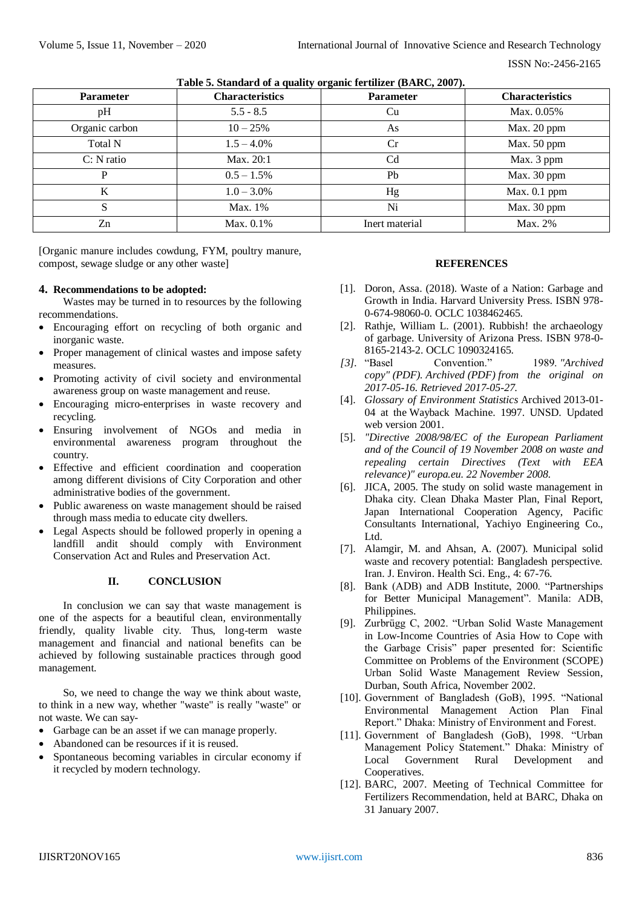**Table 5. Standard of a quality organic fertilizer (BARC, 2007).**

| Parameter | Characteristics | Parameter | Characteristics |
|---|---|---|---|
| pH | 5.5 - 8.5 | Cu | Max. 0.05% |
| Organic carbon | 10 – 25% | As | Max. 20 ppm |
| Total N | 1.5 – 4.0% | Cr | Max. 50 ppm |
| C: N ratio | Max. 20:1 | Cd | Max. 3 ppm |
| P | 0.5 – 1.5% | Pb | Max. 30 ppm |
| K | 1.0 – 3.0% | Hg | Max. 0.1 ppm |
| S | Max. 1% | Ni | Max. 30 ppm |
| Zn | Max. 0.1% | Inert material | Max. 2% |

[Organic manure includes cowdung, FYM, poultry manure, compost, sewage sludge or any other waste]

### 4. Recommendations to be adopted:

Wastes may be turned in to resources by the following recommendations.

- Encouraging effort on recycling of both organic and inorganic waste.
- Proper management of clinical wastes and impose safety measures.
- Promoting activity of civil society and environmental awareness group on waste management and reuse.
- Encouraging micro-enterprises in waste recovery and recycling.
- Ensuring involvement of NGOs and media in environmental awareness program throughout the country.
- Effective and efficient coordination and cooperation among different divisions of City Corporation and other administrative bodies of the government.
- Public awareness on waste management should be raised through mass media to educate city dwellers.
- Legal Aspects should be followed properly in opening a landfill andit should comply with Environment Conservation Act and Rules and Preservation Act.

## II. CONCLUSION

In conclusion we can say that waste management is one of the aspects for a beautiful clean, environmentally friendly, quality livable city. Thus, long-term waste management and financial and national benefits can be achieved by following sustainable practices through good management.

So, we need to change the way we think about waste, to think in a new way, whether "waste" is really "waste" or not waste. We can say-

- Garbage can be an asset if we can manage properly.
- Abandoned can be resources if it is reused.
- Spontaneous becoming variables in circular economy if it recycled by modern technology.

## REFERENCES

[1]. Doron, Assa. (2018). Waste of a Nation: Garbage and Growth in India. Harvard University Press. ISBN 978-0-674-98060-0. OCLC 1038462465.

[2]. Rathje, William L. (2001). Rubbish! the archaeology of garbage. University of Arizona Press. ISBN 978-0-8165-2143-2. OCLC 1090324165.

*[3].* "Basel Convention." 1989. *"Archived copy" (PDF). Archived (PDF) from the original on 2017-05-16. Retrieved 2017-05-27.*

[4]. *Glossary of Environment Statistics* Archived 2013-01-04 at the Wayback Machine. 1997. UNSD. Updated web version 2001.

[5]. *"Directive 2008/98/EC of the European Parliament and of the Council of 19 November 2008 on waste and repealing certain Directives (Text with EEA relevance)" europa.eu. 22 November 2008.*

[6]. JICA, 2005. The study on solid waste management in Dhaka city. Clean Dhaka Master Plan, Final Report, Japan International Cooperation Agency, Pacific Consultants International, Yachiyo Engineering Co., Ltd.

[7]. Alamgir, M. and Ahsan, A. (2007). Municipal solid waste and recovery potential: Bangladesh perspective. Iran. J. Environ. Health Sci. Eng., 4: 67-76.

[8]. Bank (ADB) and ADB Institute, 2000. "Partnerships for Better Municipal Management". Manila: ADB, Philippines.

[9]. Zurbrügg C, 2002. "Urban Solid Waste Management in Low-Income Countries of Asia How to Cope with the Garbage Crisis" paper presented for: Scientific Committee on Problems of the Environment (SCOPE) Urban Solid Waste Management Review Session, Durban, South Africa, November 2002.

[10]. Government of Bangladesh (GoB), 1995. "National Environmental Management Action Plan Final Report." Dhaka: Ministry of Environment and Forest.

[11]. Government of Bangladesh (GoB), 1998. "Urban Management Policy Statement." Dhaka: Ministry of Local Government Rural Development and Cooperatives.

[12]. BARC, 2007. Meeting of Technical Committee for Fertilizers Recommendation, held at BARC, Dhaka on 31 January 2007.